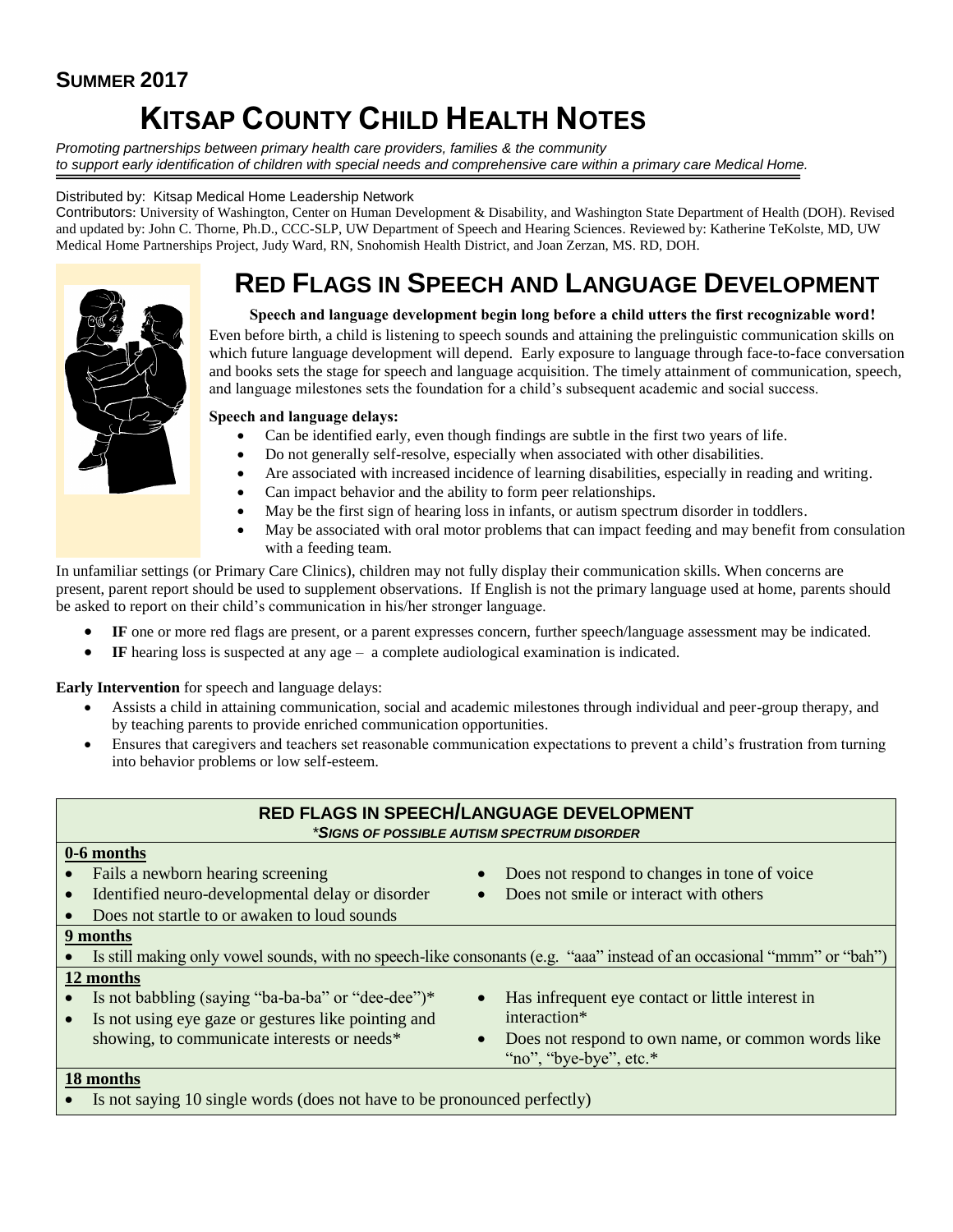**SUMMER 2017**

# KITSAP COUNTY CHILD HEALTH NOTES

*Promoting partnerships between primary health care providers, families & the community to support early identification of children with special needs and comprehensive care within a primary care Medical Home.*

Distributed by: Kitsap Medical Home Leadership Network

Contributors: University of Washington, Center on Human Development & Disability, and Washington State Department of Health (DOH). Revised and updated by: John C. Thorne, Ph.D., CCC-SLP, UW Department of Speech and Hearing Sciences. Reviewed by: Katherine TeKolste, MD, UW Medical Home Partnerships Project, Judy Ward, RN, Snohomish Health District, and Joan Zerzan, MS. RD, DOH.

## RED FLAGS IN SPEECH AND LANGUAGE DEVELOPMENT

**Speech and language development begin long before a child utters the first recognizable word!**

Even before birth, a child is listening to speech sounds and attaining the prelinguistic communication skills on which future language development will depend. Early exposure to language through face-to-face conversation and books sets the stage for speech and language acquisition. The timely attainment of communication, speech, and language milestones sets the foundation for a child's subsequent academic and social success.

**Speech and language delays:**

- Can be identified early, even though findings are subtle in the first two years of life.
- Do not generally self-resolve, especially when associated with other disabilities.
- Are associated with increased incidence of learning disabilities, especially in reading and writing.
- Can impact behavior and the ability to form peer relationships.
- May be the first sign of hearing loss in infants, or autism spectrum disorder in toddlers.
- May be associated with oral motor problems that can impact feeding and may benefit from consulation with a feeding team.

In unfamiliar settings (or Primary Care Clinics), children may not fully display their communication skills. When concerns are present, parent report should be used to supplement observations. If English is not the primary language used at home, parents should be asked to report on their child's communication in his/her stronger language.

- **IF** one or more red flags are present, or a parent expresses concern, further speech/language assessment may be indicated.
- **IF** hearing loss is suspected at any age – a complete audiological examination is indicated.

**Early Intervention** for speech and language delays:

- Assists a child in attaining communication, social and academic milestones through individual and peer-group therapy, and by teaching parents to provide enriched communication opportunities.
- Ensures that caregivers and teachers set reasonable communication expectations to prevent a child's frustration from turning into behavior problems or low self-esteem.

### RED FLAGS IN SPEECH/LANGUAGE DEVELOPMENT

*\*SIGNS OF POSSIBLE AUTISM SPECTRUM DISORDER*

**0-6 months**

- Fails a newborn hearing screening
- Identified neuro-developmental delay or disorder
- Does not startle to or awaken to loud sounds
- Does not respond to changes in tone of voice
- Does not smile or interact with others

**9 months**

- Is still making only vowel sounds, with no speech-like consonants (e.g. "aaa" instead of an occasional "mmm" or "bah")

**12 months**

- Is not babbling (saying "ba-ba-ba" or "dee-dee")*
- Is not using eye gaze or gestures like pointing and showing, to communicate interests or needs*
- Has infrequent eye contact or little interest in interaction*
- Does not respond to own name, or common words like "no", "bye-bye", etc.*

**18 months**

- Is not saying 10 single words (does not have to be pronounced perfectly)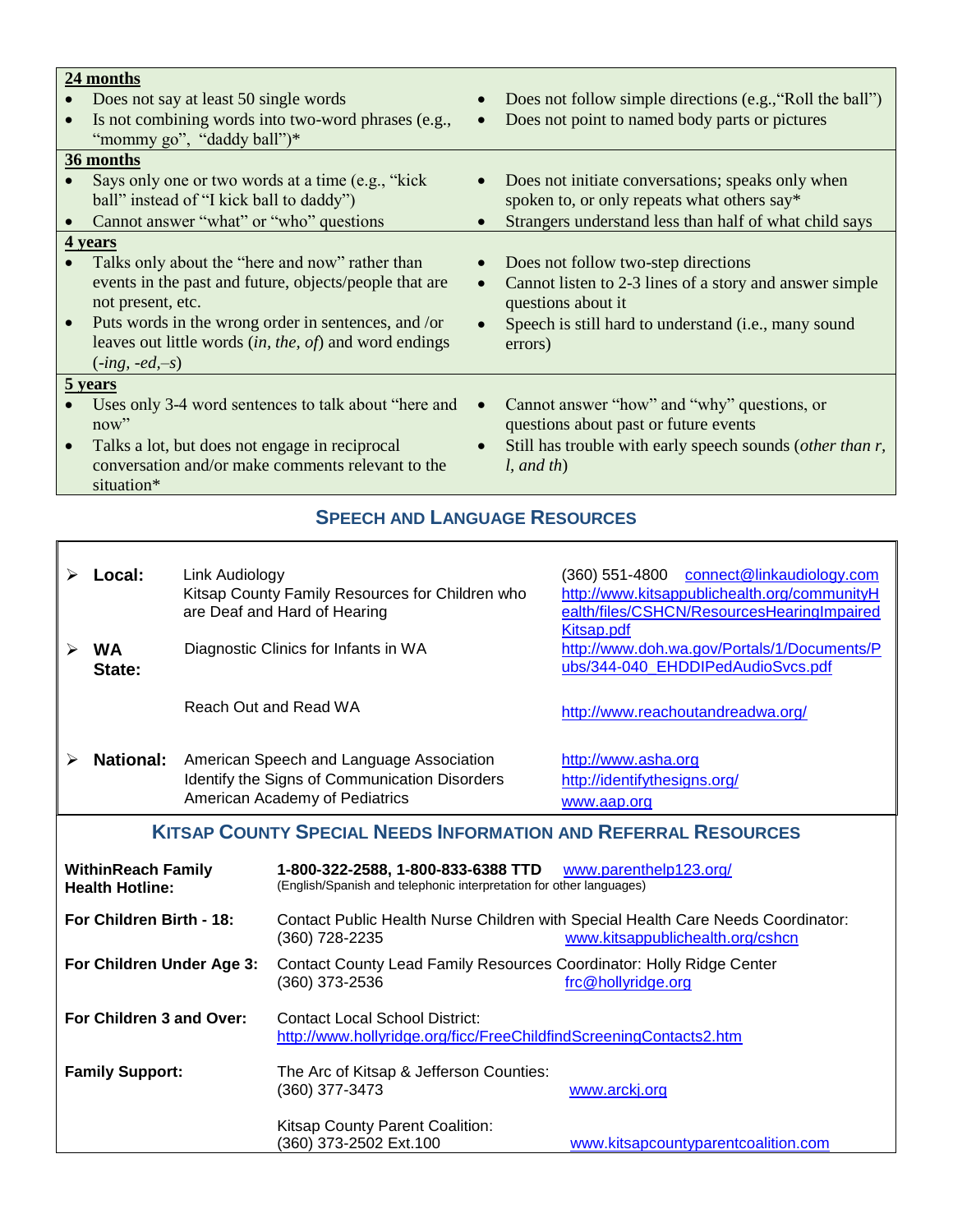**24 months**

- Does not say at least 50 single words
- Is not combining words into two-word phrases (e.g., "mommy go", "daddy ball")*
- Does not follow simple directions (e.g.,"Roll the ball")
- Does not point to named body parts or pictures

**36 months**

- Says only one or two words at a time (e.g., "kick ball" instead of "I kick ball to daddy")
- Cannot answer "what" or "who" questions
- Does not initiate conversations; speaks only when spoken to, or only repeats what others say*
- Strangers understand less than half of what child says

**4 years**

- Talks only about the "here and now" rather than events in the past and future, objects/people that are not present, etc.
- Puts words in the wrong order in sentences, and /or leaves out little words (*in, the, of*) and word endings (*-ing, -ed,–s*)
- Does not follow two-step directions
- Cannot listen to 2-3 lines of a story and answer simple questions about it
- Speech is still hard to understand (i.e., many sound errors)

**5 years**

- Uses only 3-4 word sentences to talk about "here and now"
- Talks a lot, but does not engage in reciprocal conversation and/or make comments relevant to the situation*
- Cannot answer "how" and "why" questions, or questions about past or future events
- Still has trouble with early speech sounds (*other than r, l, and th*)

## Speech and Language Resources

| | | |
|---|---|---|
| **Local:** | Link Audiology | (360) 551-4800 connect@linkaudiology.com |
| | Kitsap County Family Resources for Children who are Deaf and Hard of Hearing | http://www.kitsappublichealth.org/communityHealth/files/CSHCN/ResourcesHearingImpairedKitsap.pdf |
| **WA State:** | Diagnostic Clinics for Infants in WA | http://www.doh.wa.gov/Portals/1/Documents/Pubs/344-040_EHDDIPedAudioSvcs.pdf |
| | Reach Out and Read WA | http://www.reachoutandreadwa.org/ |
| **National:** | American Speech and Language Association | http://www.asha.org |
| | Identify the Signs of Communication Disorders | http://identifythesigns.org/ |
| | American Academy of Pediatrics | www.aap.org |

## Kitsap County Special Needs Information and Referral Resources

| | | |
|---|---|---|
| **WithinReach Family Health Hotline:** | **1-800-322-2588, 1-800-833-6388 TTD** (English/Spanish and telephonic interpretation for other languages) | www.parenthelp123.org/ |
| **For Children Birth - 18:** | Contact Public Health Nurse Children with Special Health Care Needs Coordinator: (360) 728-2235 | www.kitsappublichealth.org/cshcn |
| **For Children Under Age 3:** | Contact County Lead Family Resources Coordinator: Holly Ridge Center (360) 373-2536 | frc@hollyridge.org |
| **For Children 3 and Over:** | Contact Local School District: | http://www.hollyridge.org/ficc/FreeChildfindScreeningContacts2.htm |
| **Family Support:** | The Arc of Kitsap & Jefferson Counties: (360) 377-3473 | www.arckj.org |
| | Kitsap County Parent Coalition: (360) 373-2502 Ext.100 | www.kitsapcountyparentcoalition.com |